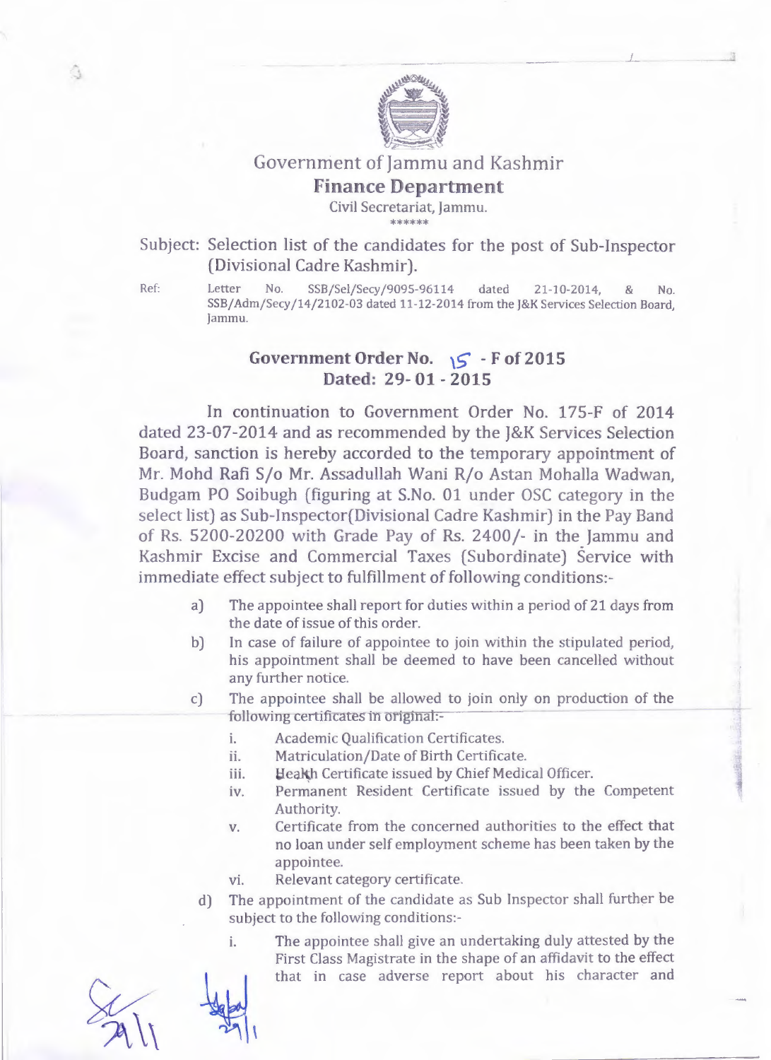# Government of Jammu and Kashmir

## Finance Department

Civil Secretariat, Jammu.

******

Subject: Selection list of the candidates for the post of Sub-Inspector (Divisional Cadre Kashmir).

Ref: Letter No. SSB/Sel/Secy/9095-96114 dated 21-10-2014, & No. SSB/Adm/Secy/14/2102-03 dated 11-12-2014 from the J&K Services Selection Board, Jammu.

### Government Order No. 15 - F of 2015
### Dated: 29-01-2015

In continuation to Government Order No. 175-F of 2014 dated 23-07-2014 and as recommended by the J&K Services Selection Board, sanction is hereby accorded to the temporary appointment of Mr. Mohd Rafi S/o Mr. Assadullah Wani R/o Astan Mohalla Wadwan, Budgam PO Soibugh (figuring at S.No. 01 under OSC category in the select list) as Sub-Inspector(Divisional Cadre Kashmir) in the Pay Band of Rs. 5200-20200 with Grade Pay of Rs. 2400/- in the Jammu and Kashmir Excise and Commercial Taxes (Subordinate) Service with immediate effect subject to fulfillment of following conditions:-

a) The appointee shall report for duties within a period of 21 days from the date of issue of this order.

b) In case of failure of appointee to join within the stipulated period, his appointment shall be deemed to have been cancelled without any further notice.

c) The appointee shall be allowed to join only on production of the following certificates in original:-

   i. Academic Qualification Certificates.
   ii. Matriculation/Date of Birth Certificate.
   iii. Health Certificate issued by Chief Medical Officer.
   iv. Permanent Resident Certificate issued by the Competent Authority.
   v. Certificate from the concerned authorities to the effect that no loan under self employment scheme has been taken by the appointee.
   vi. Relevant category certificate.

d) The appointment of the candidate as Sub Inspector shall further be subject to the following conditions:-

   i. The appointee shall give an undertaking duly attested by the First Class Magistrate in the shape of an affidavit to the effect that in case adverse report about his character and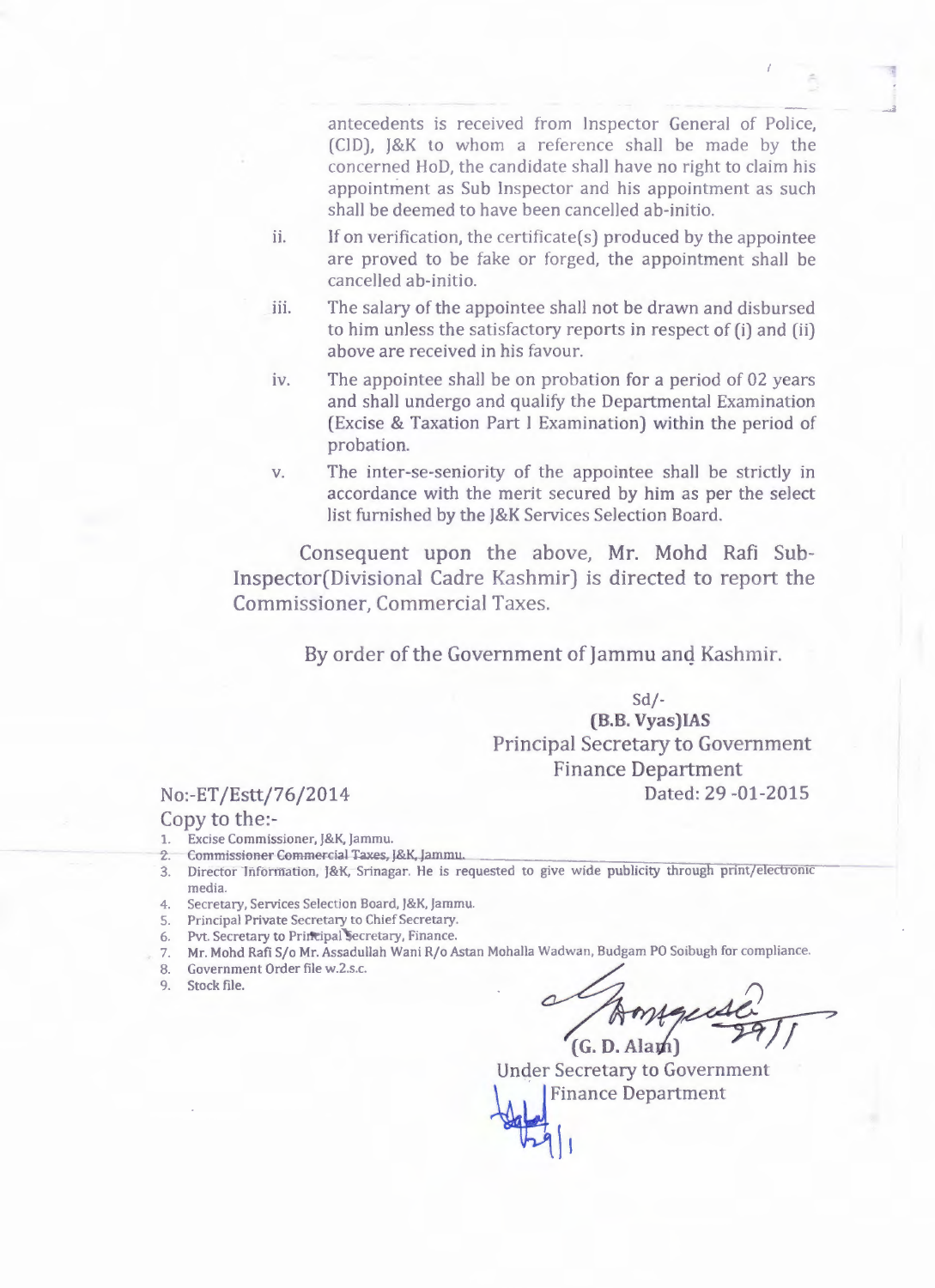antecedents is received from Inspector General of Police, (CID), J&K to whom a reference shall be made by the concerned HoD, the candidate shall have no right to claim his appointment as Sub Inspector and his appointment as such shall be deemed to have been cancelled ab-initio.

ii. If on verification, the certificate(s) produced by the appointee are proved to be fake or forged, the appointment shall be cancelled ab-initio.

iii. The salary of the appointee shall not be drawn and disbursed to him unless the satisfactory reports in respect of (i) and (ii) above are received in his favour.

iv. The appointee shall be on probation for a period of 02 years and shall undergo and qualify the Departmental Examination (Excise & Taxation Part I Examination) within the period of probation.

v. The inter-se-seniority of the appointee shall be strictly in accordance with the merit secured by him as per the select list furnished by the J&K Services Selection Board.

Consequent upon the above, Mr. Mohd Rafi Sub-Inspector(Divisional Cadre Kashmir) is directed to report the Commissioner, Commercial Taxes.

By order of the Government of Jammu and Kashmir.

Sd/-
**(B.B. Vyas)IAS**
Principal Secretary to Government
Finance Department

No:-ET/Estt/76/2014

Dated: 29 -01-2015

Copy to the:-

1. Excise Commissioner, J&K, Jammu.
2. Commissioner Commercial Taxes, J&K, Jammu.
3. Director Information, J&K, Srinagar. He is requested to give wide publicity through print/electronic media.
4. Secretary, Services Selection Board, J&K, Jammu.
5. Principal Private Secretary to Chief Secretary.
6. Pvt. Secretary to Principal Secretary, Finance.
7. Mr. Mohd Rafi S/o Mr. Assadullah Wani R/o Astan Mohalla Wadwan, Budgam PO Soibugh for compliance.
8. Government Order file w.2.s.c.
9. Stock file.

(G. D. Alam)
Under Secretary to Government
Finance Department